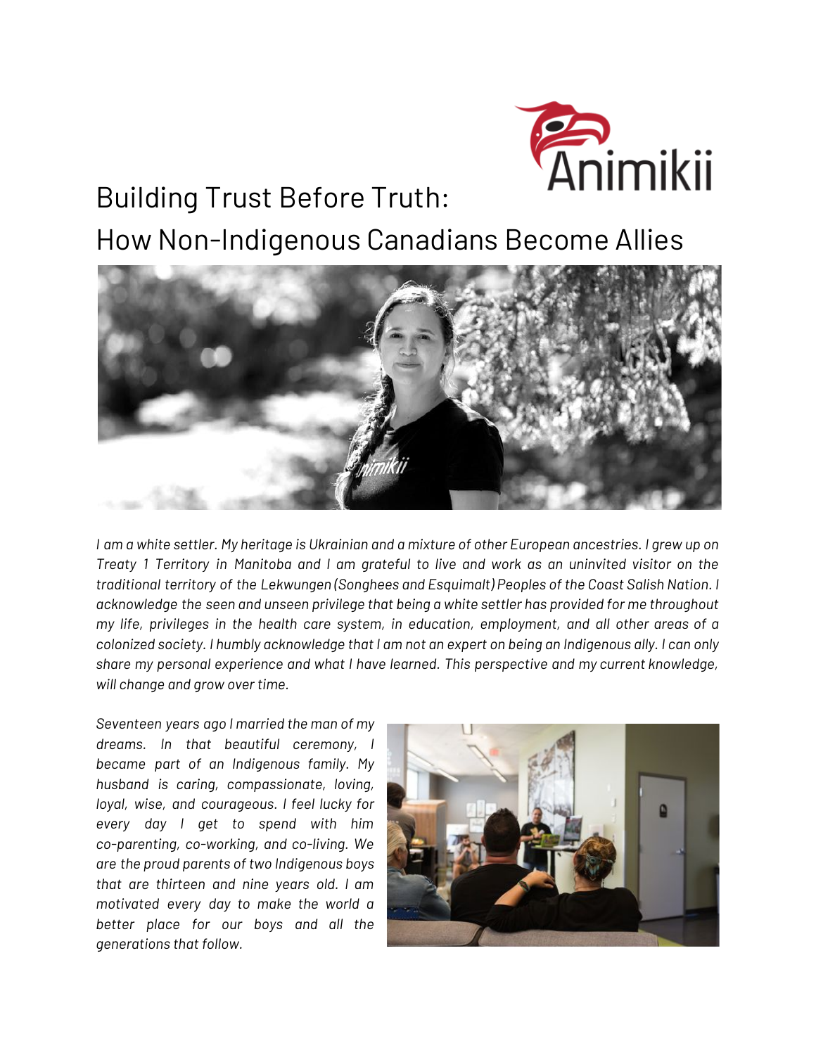# Building Trust Before Truth: How Non-Indigenous Canadians Become Allies

*I am a white settler. My heritage is Ukrainian and a mixture of other European ancestries. I grew up on Treaty 1 Territory in Manitoba and I am grateful to live and work as an uninvited visitor on the traditional territory of the Lekwungen (Songhees and Esquimalt) Peoples of the Coast Salish Nation. I acknowledge the seen and unseen privilege that being a white settler has provided for me throughout my life, privileges in the health care system, in education, employment, and all other areas of a colonized society. I humbly acknowledge that I am not an expert on being an Indigenous ally. I can only share my personal experience and what I have learned. This perspective and my current knowledge, will change and grow over time.*

*Seventeen years ago I married the man of my dreams. In that beautiful ceremony, I became part of an Indigenous family. My husband is caring, compassionate, loving, loyal, wise, and courageous. I feel lucky for every day I get to spend with him co-parenting, co-working, and co-living. We are the proud parents of two Indigenous boys that are thirteen and nine years old. I am motivated every day to make the world a better place for our boys and all the generations that follow.*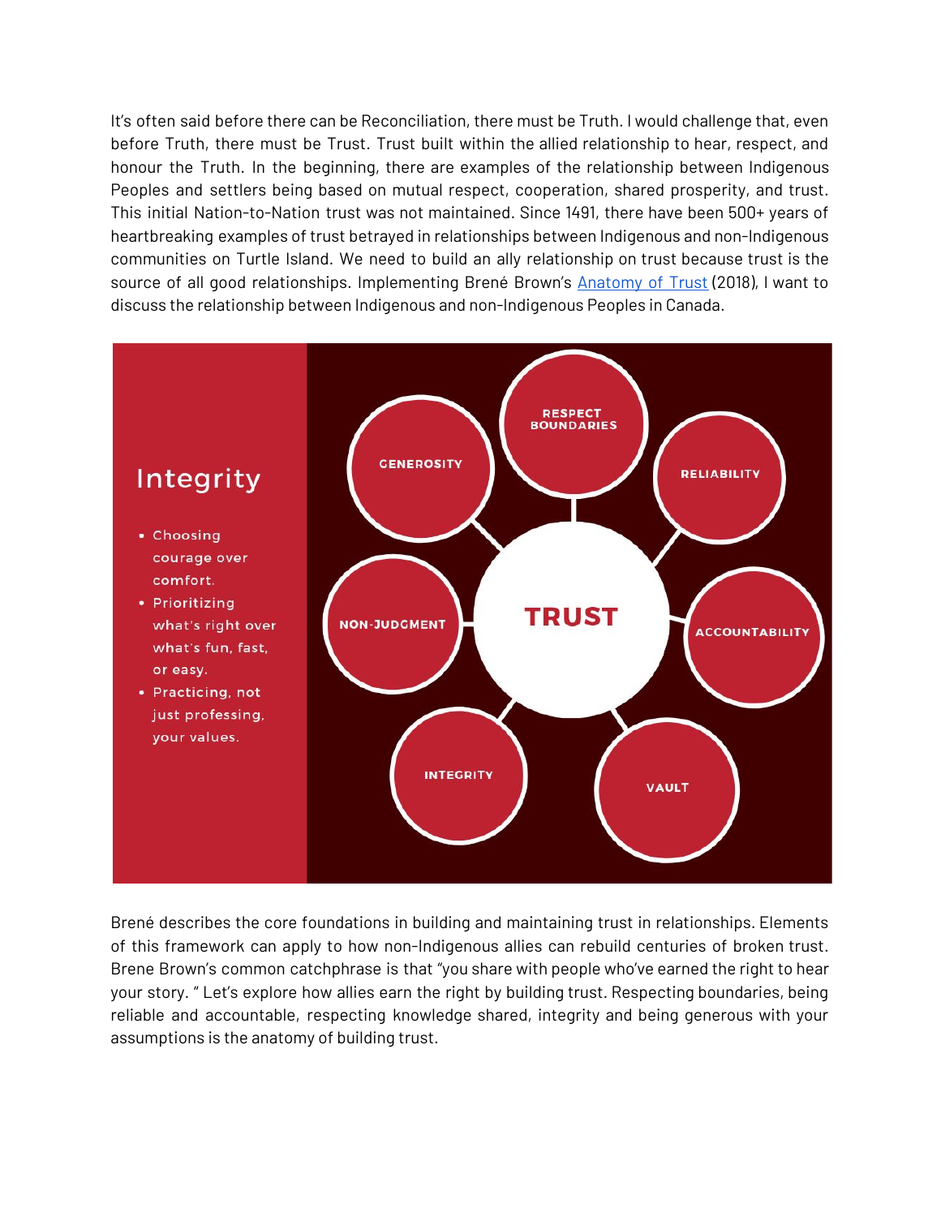It's often said before there can be Reconciliation, there must be Truth. I would challenge that, even before Truth, there must be Trust. Trust built within the allied relationship to hear, respect, and honour the Truth. In the beginning, there are examples of the relationship between Indigenous Peoples and settlers being based on mutual respect, cooperation, shared prosperity, and trust. This initial Nation-to-Nation trust was not maintained. Since 1491, there have been 500+ years of heartbreaking examples of trust betrayed in relationships between Indigenous and non-Indigenous communities on Turtle Island. We need to build an ally relationship on trust because trust is the source of all good relationships. Implementing Brené Brown's [Anatomy of Trust](#) (2018), I want to discuss the relationship between Indigenous and non-Indigenous Peoples in Canada.

## Integrity

- Choosing courage over comfort.
- Prioritizing what's right over what's fun, fast, or easy.
- Practicing, not just professing, your values.

**TRUST**

- GENEROSITY
- RESPECT BOUNDARIES
- RELIABILITY
- NON-JUDGMENT
- ACCOUNTABILITY
- INTEGRITY
- VAULT

Brené describes the core foundations in building and maintaining trust in relationships. Elements of this framework can apply to how non-Indigenous allies can rebuild centuries of broken trust. Brene Brown's common catchphrase is that "you share with people who've earned the right to hear your story. " Let's explore how allies earn the right by building trust. Respecting boundaries, being reliable and accountable, respecting knowledge shared, integrity and being generous with your assumptions is the anatomy of building trust.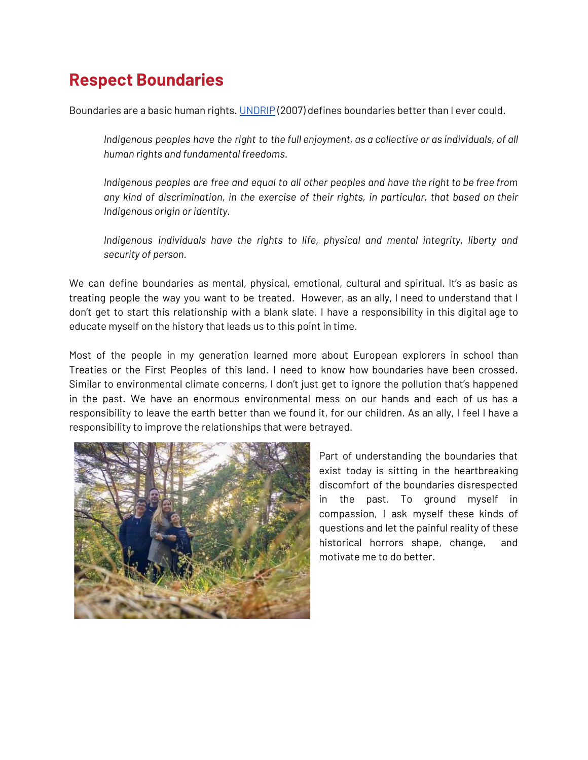## Respect Boundaries

Boundaries are a basic human rights. [UNDRIP](2007) defines boundaries better than I ever could.

> *Indigenous peoples have the right to the full enjoyment, as a collective or as individuals, of all human rights and fundamental freedoms.*
>
> *Indigenous peoples are free and equal to all other peoples and have the right to be free from any kind of discrimination, in the exercise of their rights, in particular, that based on their Indigenous origin or identity.*
>
> *Indigenous individuals have the rights to life, physical and mental integrity, liberty and security of person.*

We can define boundaries as mental, physical, emotional, cultural and spiritual. It's as basic as treating people the way you want to be treated. However, as an ally, I need to understand that I don't get to start this relationship with a blank slate. I have a responsibility in this digital age to educate myself on the history that leads us to this point in time.

Most of the people in my generation learned more about European explorers in school than Treaties or the First Peoples of this land. I need to know how boundaries have been crossed. Similar to environmental climate concerns, I don't just get to ignore the pollution that's happened in the past. We have an enormous environmental mess on our hands and each of us has a responsibility to leave the earth better than we found it, for our children. As an ally, I feel I have a responsibility to improve the relationships that were betrayed.

Part of understanding the boundaries that exist today is sitting in the heartbreaking discomfort of the boundaries disrespected in the past. To ground myself in compassion, I ask myself these kinds of questions and let the painful reality of these historical horrors shape, change, and motivate me to do better.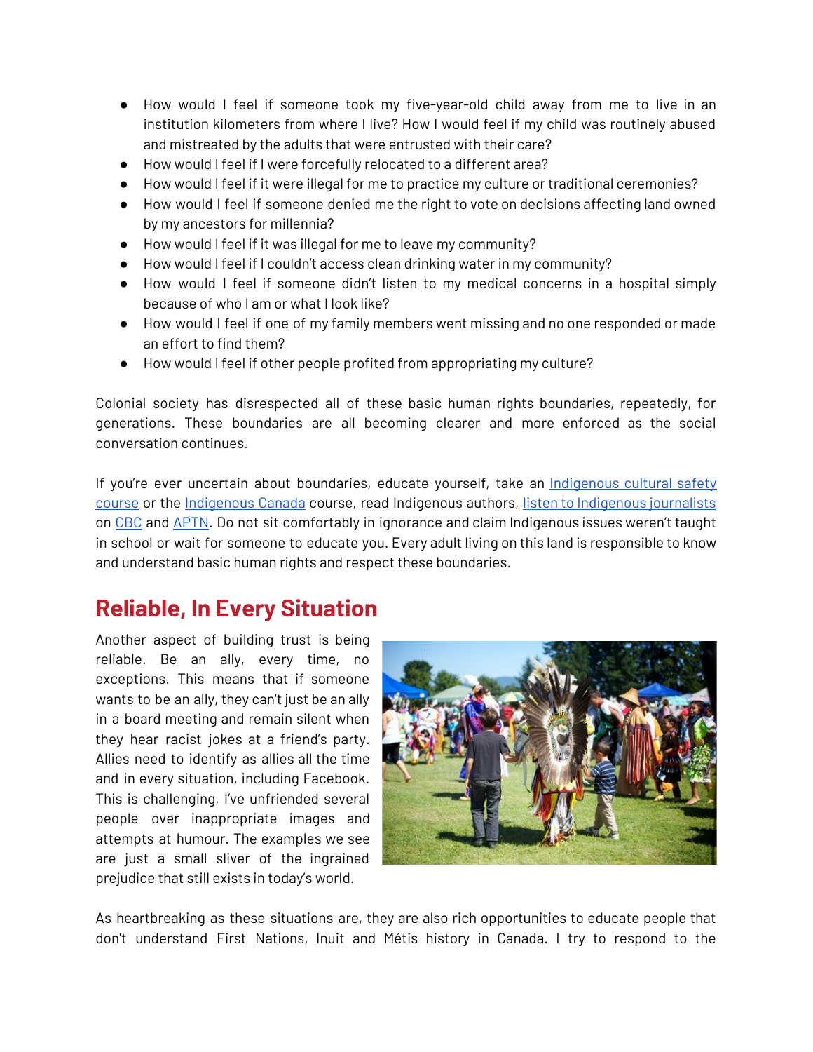- How would I feel if someone took my five-year-old child away from me to live in an institution kilometers from where I live? How I would feel if my child was routinely abused and mistreated by the adults that were entrusted with their care?
- How would I feel if I were forcefully relocated to a different area?
- How would I feel if it were illegal for me to practice my culture or traditional ceremonies?
- How would I feel if someone denied me the right to vote on decisions affecting land owned by my ancestors for millennia?
- How would I feel if it was illegal for me to leave my community?
- How would I feel if I couldn't access clean drinking water in my community?
- How would I feel if someone didn't listen to my medical concerns in a hospital simply because of who I am or what I look like?
- How would I feel if one of my family members went missing and no one responded or made an effort to find them?
- How would I feel if other people profited from appropriating my culture?

Colonial society has disrespected all of these basic human rights boundaries, repeatedly, for generations. These boundaries are all becoming clearer and more enforced as the social conversation continues.

If you're ever uncertain about boundaries, educate yourself, take an Indigenous cultural safety course or the Indigenous Canada course, read Indigenous authors, listen to Indigenous journalists on CBC and APTN. Do not sit comfortably in ignorance and claim Indigenous issues weren't taught in school or wait for someone to educate you. Every adult living on this land is responsible to know and understand basic human rights and respect these boundaries.

## Reliable, In Every Situation

Another aspect of building trust is being reliable. Be an ally, every time, no exceptions. This means that if someone wants to be an ally, they can't just be an ally in a board meeting and remain silent when they hear racist jokes at a friend's party. Allies need to identify as allies all the time and in every situation, including Facebook. This is challenging, I've unfriended several people over inappropriate images and attempts at humour. The examples we see are just a small sliver of the ingrained prejudice that still exists in today's world.

As heartbreaking as these situations are, they are also rich opportunities to educate people that don't understand First Nations, Inuit and Métis history in Canada. I try to respond to the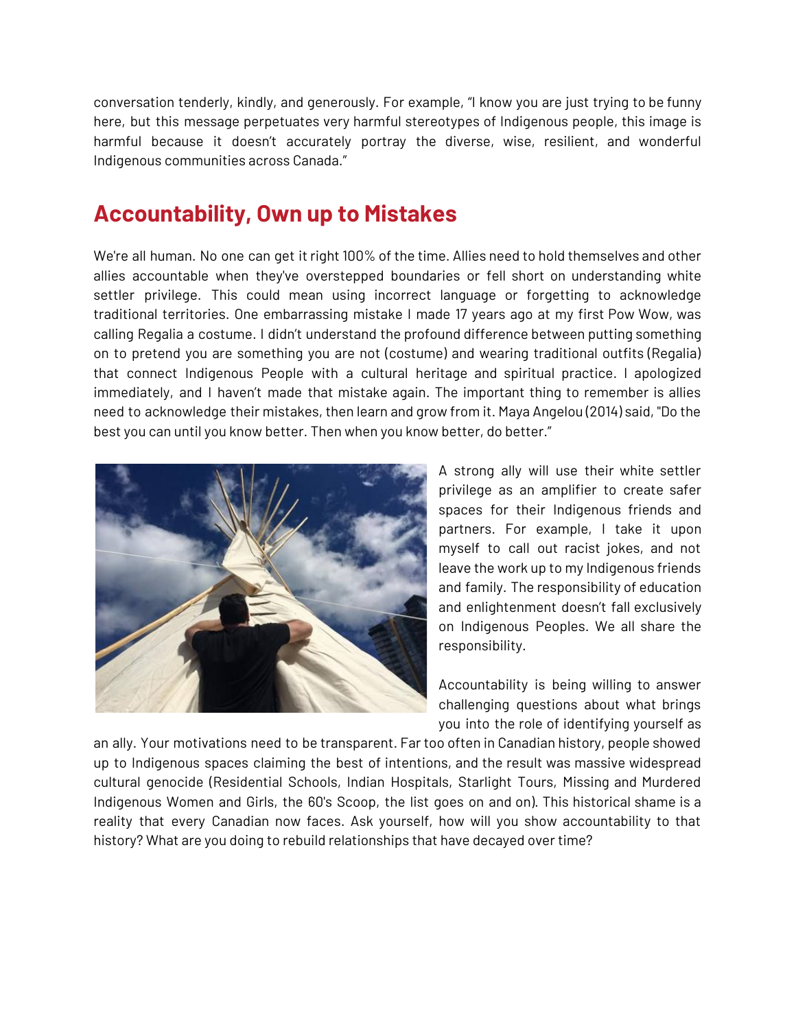conversation tenderly, kindly, and generously. For example, "I know you are just trying to be funny here, but this message perpetuates very harmful stereotypes of Indigenous people, this image is harmful because it doesn't accurately portray the diverse, wise, resilient, and wonderful Indigenous communities across Canada."

## Accountability, Own up to Mistakes

We're all human. No one can get it right 100% of the time. Allies need to hold themselves and other allies accountable when they've overstepped boundaries or fell short on understanding white settler privilege. This could mean using incorrect language or forgetting to acknowledge traditional territories. One embarrassing mistake I made 17 years ago at my first Pow Wow, was calling Regalia a costume. I didn't understand the profound difference between putting something on to pretend you are something you are not (costume) and wearing traditional outfits (Regalia) that connect Indigenous People with a cultural heritage and spiritual practice. I apologized immediately, and I haven't made that mistake again. The important thing to remember is allies need to acknowledge their mistakes, then learn and grow from it. Maya Angelou (2014) said, "Do the best you can until you know better. Then when you know better, do better."

A strong ally will use their white settler privilege as an amplifier to create safer spaces for their Indigenous friends and partners. For example, I take it upon myself to call out racist jokes, and not leave the work up to my Indigenous friends and family. The responsibility of education and enlightenment doesn't fall exclusively on Indigenous Peoples. We all share the responsibility.

Accountability is being willing to answer challenging questions about what brings you into the role of identifying yourself as an ally. Your motivations need to be transparent. Far too often in Canadian history, people showed up to Indigenous spaces claiming the best of intentions, and the result was massive widespread cultural genocide (Residential Schools, Indian Hospitals, Starlight Tours, Missing and Murdered Indigenous Women and Girls, the 60's Scoop, the list goes on and on). This historical shame is a reality that every Canadian now faces. Ask yourself, how will you show accountability to that history? What are you doing to rebuild relationships that have decayed over time?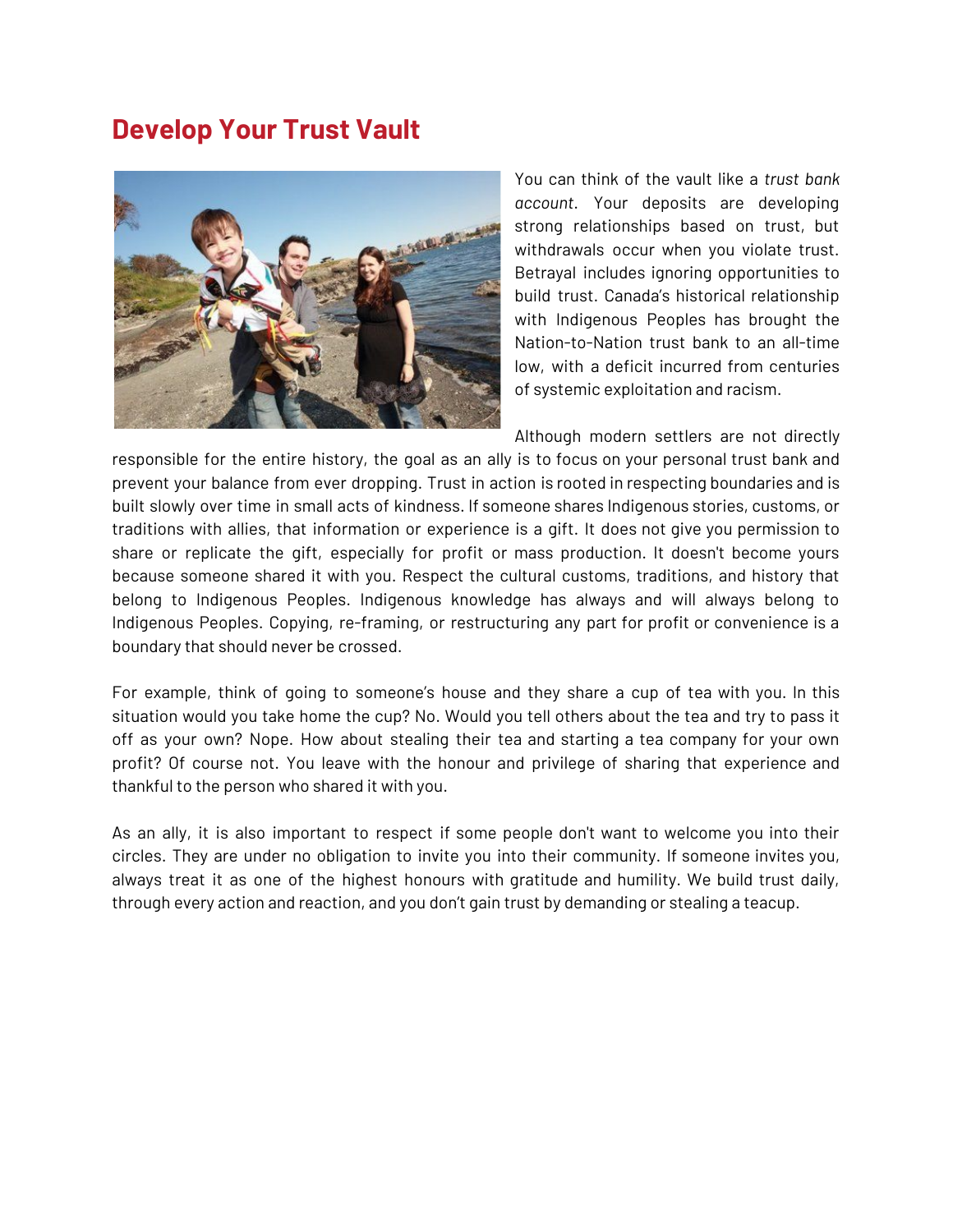## Develop Your Trust Vault

You can think of the vault like a *trust bank account*. Your deposits are developing strong relationships based on trust, but withdrawals occur when you violate trust. Betrayal includes ignoring opportunities to build trust. Canada's historical relationship with Indigenous Peoples has brought the Nation-to-Nation trust bank to an all-time low, with a deficit incurred from centuries of systemic exploitation and racism.

Although modern settlers are not directly responsible for the entire history, the goal as an ally is to focus on your personal trust bank and prevent your balance from ever dropping. Trust in action is rooted in respecting boundaries and is built slowly over time in small acts of kindness. If someone shares Indigenous stories, customs, or traditions with allies, that information or experience is a gift. It does not give you permission to share or replicate the gift, especially for profit or mass production. It doesn't become yours because someone shared it with you. Respect the cultural customs, traditions, and history that belong to Indigenous Peoples. Indigenous knowledge has always and will always belong to Indigenous Peoples. Copying, re-framing, or restructuring any part for profit or convenience is a boundary that should never be crossed.

For example, think of going to someone's house and they share a cup of tea with you. In this situation would you take home the cup? No. Would you tell others about the tea and try to pass it off as your own? Nope. How about stealing their tea and starting a tea company for your own profit? Of course not. You leave with the honour and privilege of sharing that experience and thankful to the person who shared it with you.

As an ally, it is also important to respect if some people don't want to welcome you into their circles. They are under no obligation to invite you into their community. If someone invites you, always treat it as one of the highest honours with gratitude and humility. We build trust daily, through every action and reaction, and you don't gain trust by demanding or stealing a teacup.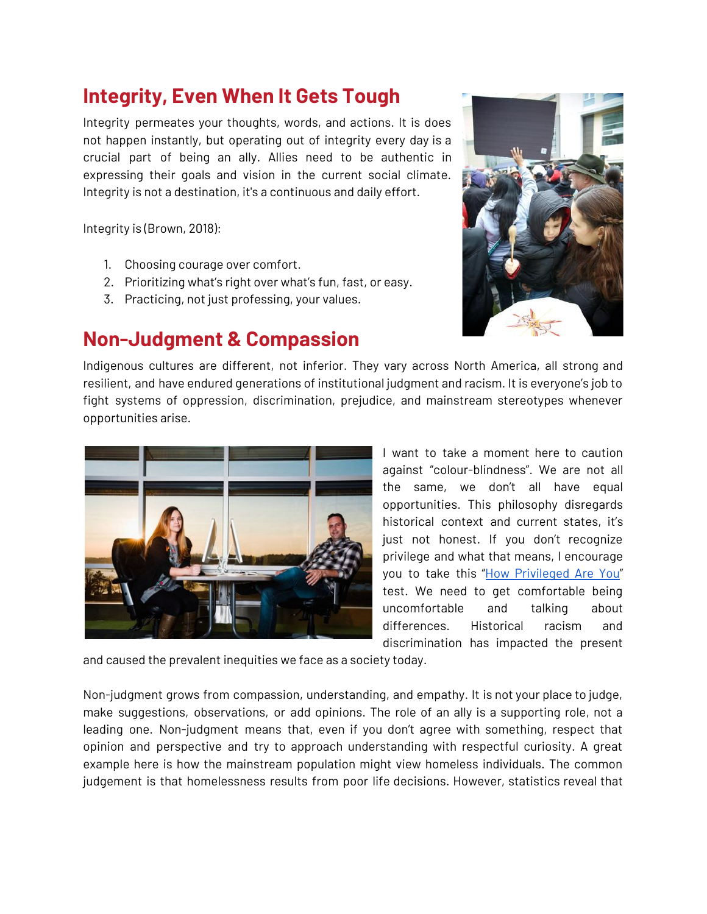## Integrity, Even When It Gets Tough

Integrity permeates your thoughts, words, and actions. It is does not happen instantly, but operating out of integrity every day is a crucial part of being an ally. Allies need to be authentic in expressing their goals and vision in the current social climate. Integrity is not a destination, it's a continuous and daily effort.

Integrity is (Brown, 2018):

1. Choosing courage over comfort.
2. Prioritizing what's right over what's fun, fast, or easy.
3. Practicing, not just professing, your values.

## Non-Judgment & Compassion

Indigenous cultures are different, not inferior. They vary across North America, all strong and resilient, and have endured generations of institutional judgment and racism. It is everyone's job to fight systems of oppression, discrimination, prejudice, and mainstream stereotypes whenever opportunities arise.

I want to take a moment here to caution against "colour-blindness". We are not all the same, we don't all have equal opportunities. This philosophy disregards historical context and current states, it's just not honest. If you don't recognize privilege and what that means, I encourage you to take this "How Privileged Are You" test. We need to get comfortable being uncomfortable and talking about differences. Historical racism and discrimination has impacted the present and caused the prevalent inequities we face as a society today.

Non-judgment grows from compassion, understanding, and empathy. It is not your place to judge, make suggestions, observations, or add opinions. The role of an ally is a supporting role, not a leading one. Non-judgment means that, even if you don't agree with something, respect that opinion and perspective and try to approach understanding with respectful curiosity. A great example here is how the mainstream population might view homeless individuals. The common judgement is that homelessness results from poor life decisions. However, statistics reveal that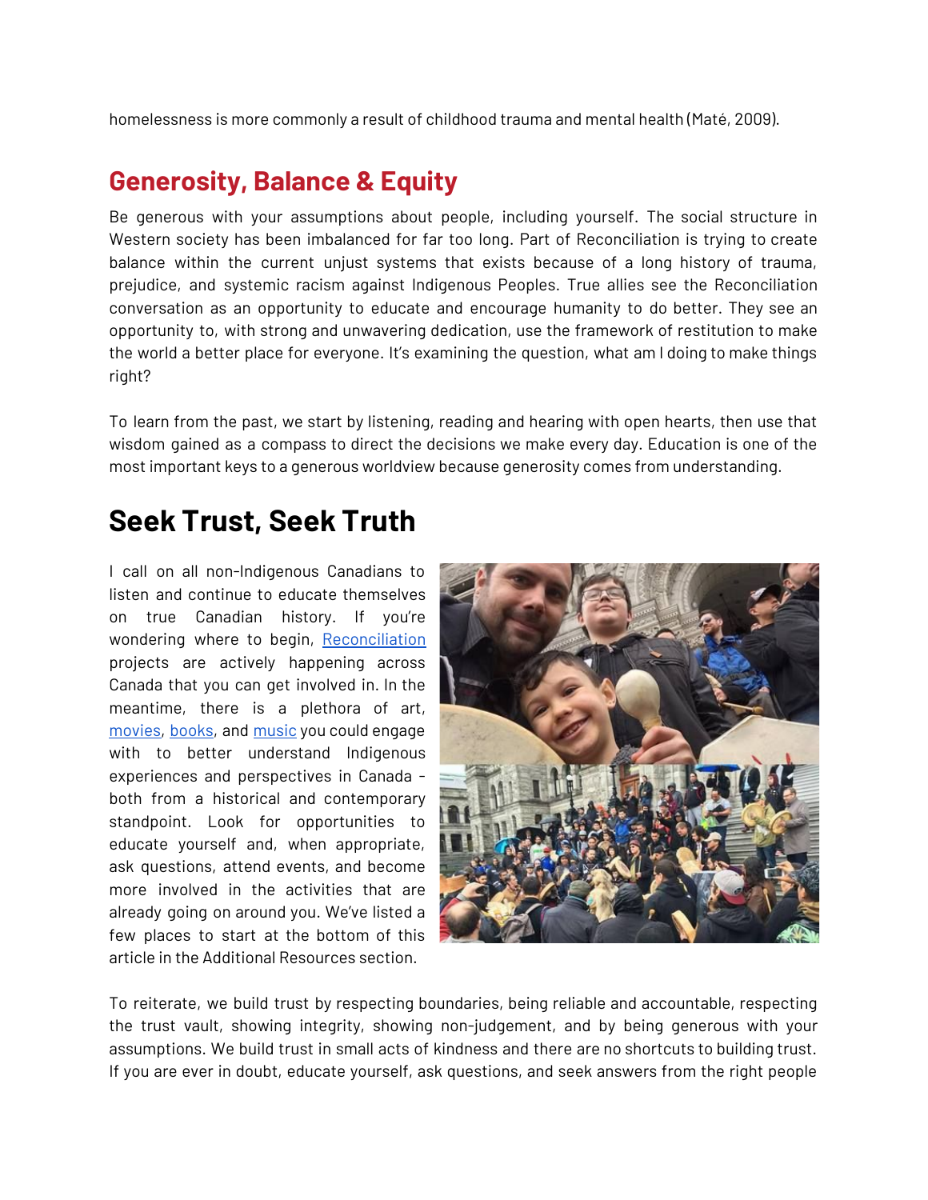homelessness is more commonly a result of childhood trauma and mental health (Maté, 2009).

## Generosity, Balance & Equity

Be generous with your assumptions about people, including yourself. The social structure in Western society has been imbalanced for far too long. Part of Reconciliation is trying to create balance within the current unjust systems that exists because of a long history of trauma, prejudice, and systemic racism against Indigenous Peoples. True allies see the Reconciliation conversation as an opportunity to educate and encourage humanity to do better. They see an opportunity to, with strong and unwavering dedication, use the framework of restitution to make the world a better place for everyone. It's examining the question, what am I doing to make things right?

To learn from the past, we start by listening, reading and hearing with open hearts, then use that wisdom gained as a compass to direct the decisions we make every day. Education is one of the most important keys to a generous worldview because generosity comes from understanding.

# Seek Trust, Seek Truth

I call on all non-Indigenous Canadians to listen and continue to educate themselves on true Canadian history. If you're wondering where to begin, [Reconciliation]() projects are actively happening across Canada that you can get involved in. In the meantime, there is a plethora of art, [movies](), [books](), and [music]() you could engage with to better understand Indigenous experiences and perspectives in Canada - both from a historical and contemporary standpoint. Look for opportunities to educate yourself and, when appropriate, ask questions, attend events, and become more involved in the activities that are already going on around you. We've listed a few places to start at the bottom of this article in the Additional Resources section.

To reiterate, we build trust by respecting boundaries, being reliable and accountable, respecting the trust vault, showing integrity, showing non-judgement, and by being generous with your assumptions. We build trust in small acts of kindness and there are no shortcuts to building trust. If you are ever in doubt, educate yourself, ask questions, and seek answers from the right people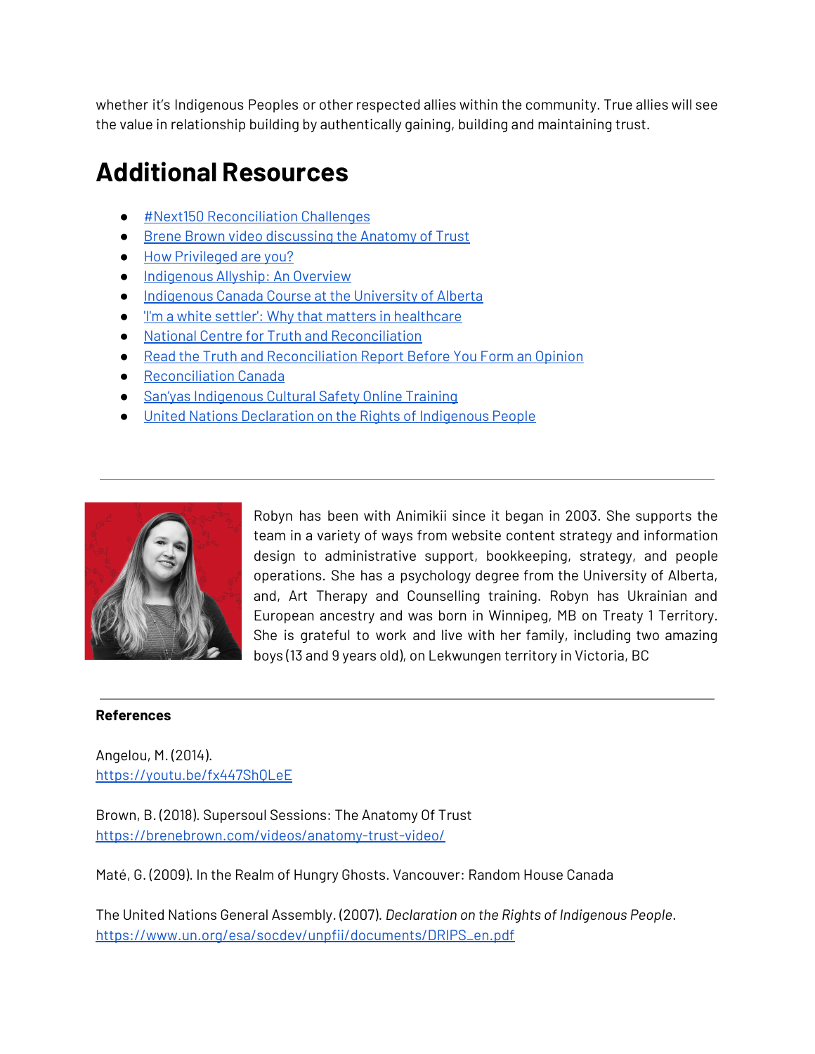whether it's Indigenous Peoples or other respected allies within the community. True allies will see the value in relationship building by authentically gaining, building and maintaining trust.

## Additional Resources

- #Next150 Reconciliation Challenges
- Brene Brown video discussing the Anatomy of Trust
- How Privileged are you?
- Indigenous Allyship: An Overview
- Indigenous Canada Course at the University of Alberta
- 'I'm a white settler': Why that matters in healthcare
- National Centre for Truth and Reconciliation
- Read the Truth and Reconciliation Report Before You Form an Opinion
- Reconciliation Canada
- San'yas Indigenous Cultural Safety Online Training
- United Nations Declaration on the Rights of Indigenous People

---

Robyn has been with Animikii since it began in 2003. She supports the team in a variety of ways from website content strategy and information design to administrative support, bookkeeping, strategy, and people operations. She has a psychology degree from the University of Alberta, and, Art Therapy and Counselling training. Robyn has Ukrainian and European ancestry and was born in Winnipeg, MB on Treaty 1 Territory. She is grateful to work and live with her family, including two amazing boys (13 and 9 years old), on Lekwungen territory in Victoria, BC

---

**References**

Angelou, M. (2014).
https://youtu.be/fx447ShQLeE

Brown, B. (2018). Supersoul Sessions: The Anatomy Of Trust
https://brenebrown.com/videos/anatomy-trust-video/

Maté, G. (2009). In the Realm of Hungry Ghosts. Vancouver: Random House Canada

The United Nations General Assembly. (2007). *Declaration on the Rights of Indigenous People*.
https://www.un.org/esa/socdev/unpfii/documents/DRIPS_en.pdf